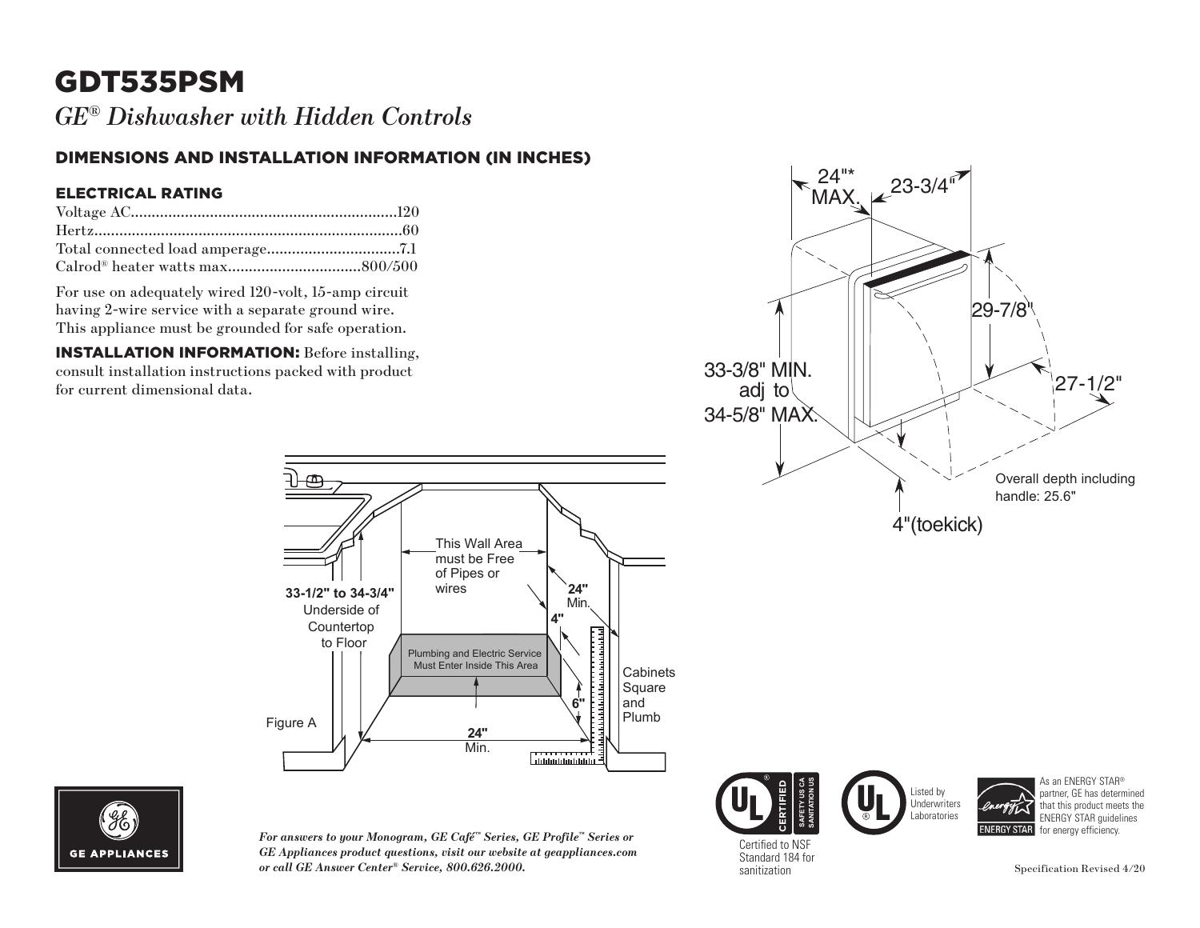# GDT535PSM

*GE® Dishwasher with Hidden Controls*

## DIMENSIONS AND INSTALLATION INFORMATION (IN INCHES)

### ELECTRICAL RATING

Voltage AC................................................................120
Hertz...........................................................................60
Total connected load amperage.................................7.1
Calrod® heater watts max................................800/500

For use on adequately wired 120-volt, 15-amp circuit having 2-wire service with a separate ground wire. This appliance must be grounded for safe operation.

**INSTALLATION INFORMATION:** Before installing, consult installation instructions packed with product for current dimensional data.

24"* MAX.
23-3/4"
29-7/8"
33-3/8" MIN. adj to 34-5/8" MAX.
27-1/2"
Overall depth including handle: 25.6"
4"(toekick)

This Wall Area must be Free of Pipes or wires
33-1/2" to 34-3/4" Underside of Countertop to Floor
24" Min.
4"
Plumbing and Electric Service Must Enter Inside This Area
6"
Cabinets Square and Plumb
Figure A
24" Min.

Certified to NSF Standard 184 for sanitization

Listed by Underwriters Laboratories

As an ENERGY STAR® partner, GE has determined that this product meets the ENERGY STAR guidelines for energy efficiency.

*For answers to your Monogram, GE Café™ Series, GE Profile™ Series or GE Appliances product questions, visit our website at geappliances.com or call GE Answer Center® Service, 800.626.2000.*

Specification Revised 4/20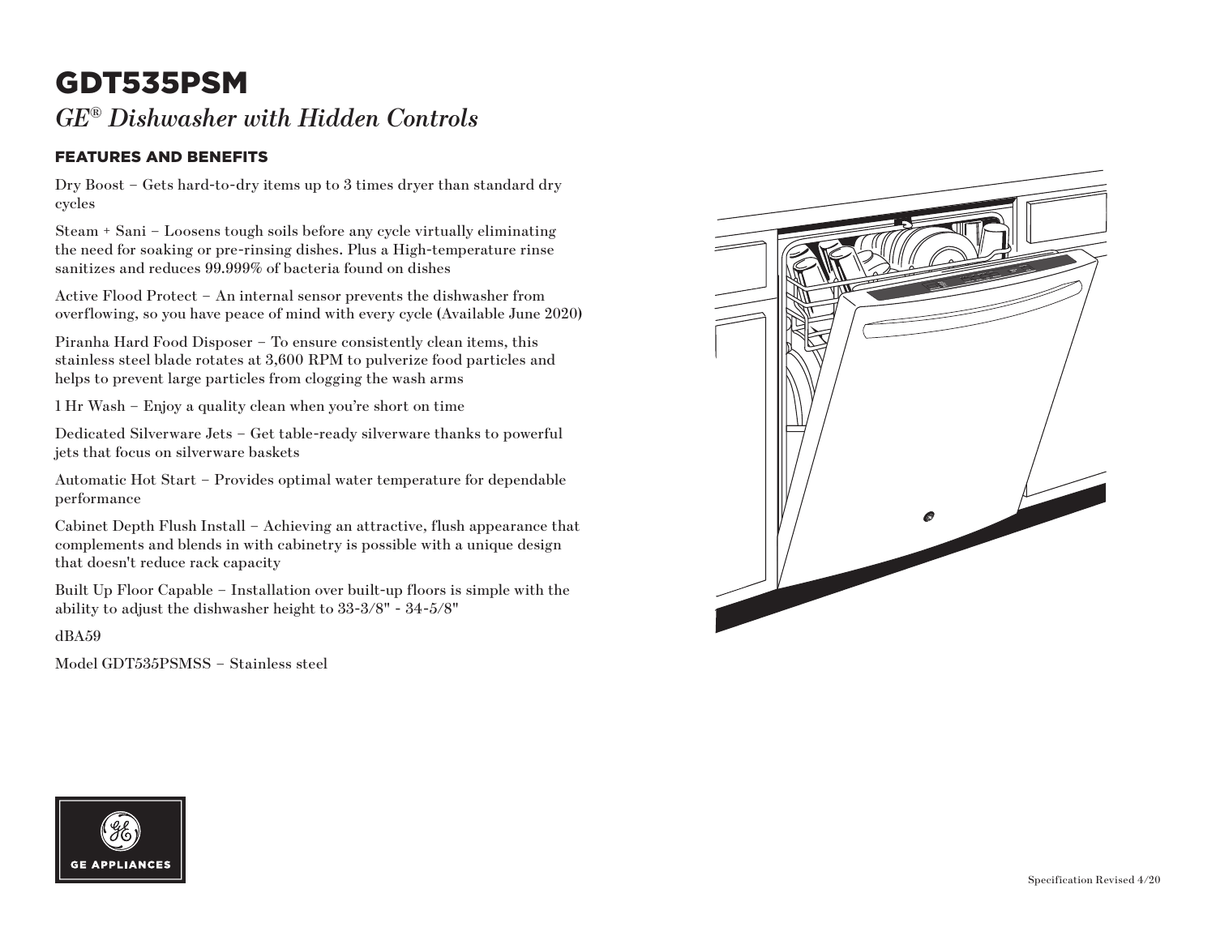# GDT535PSM

## *GE® Dishwasher with Hidden Controls*

### FEATURES AND BENEFITS

Dry Boost – Gets hard-to-dry items up to 3 times dryer than standard dry cycles

Steam + Sani – Loosens tough soils before any cycle virtually eliminating the need for soaking or pre-rinsing dishes. Plus a High-temperature rinse sanitizes and reduces 99.999% of bacteria found on dishes

Active Flood Protect – An internal sensor prevents the dishwasher from overflowing, so you have peace of mind with every cycle (Available June 2020)

Piranha Hard Food Disposer – To ensure consistently clean items, this stainless steel blade rotates at 3,600 RPM to pulverize food particles and helps to prevent large particles from clogging the wash arms

1 Hr Wash – Enjoy a quality clean when you're short on time

Dedicated Silverware Jets – Get table-ready silverware thanks to powerful jets that focus on silverware baskets

Automatic Hot Start – Provides optimal water temperature for dependable performance

Cabinet Depth Flush Install – Achieving an attractive, flush appearance that complements and blends in with cabinetry is possible with a unique design that doesn't reduce rack capacity

Built Up Floor Capable – Installation over built-up floors is simple with the ability to adjust the dishwasher height to 33-3/8" - 34-5/8"

dBA59

Model GDT535PSMSS – Stainless steel

GE APPLIANCES

Specification Revised 4/20